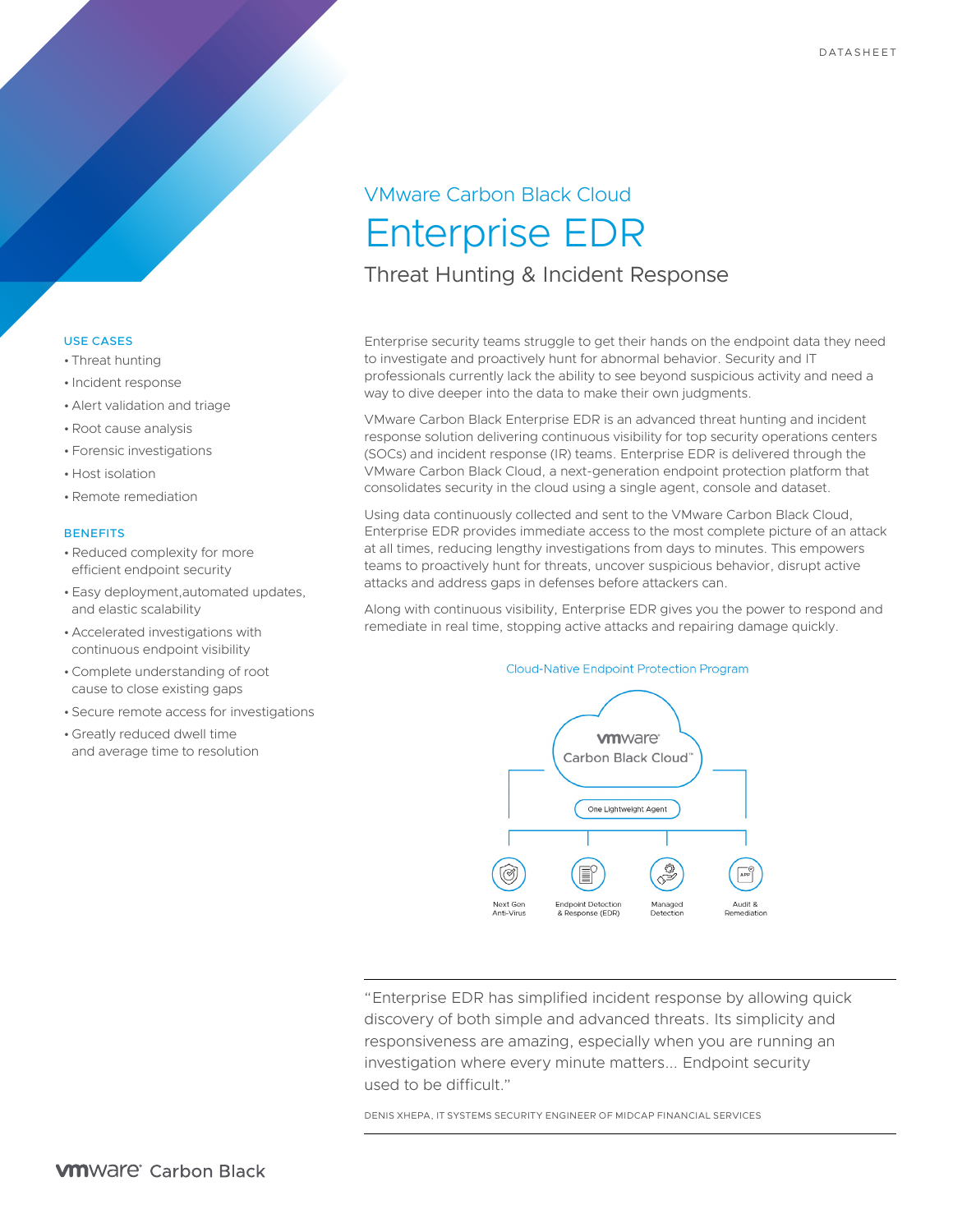DATASHEET

## VMware Carbon Black Cloud

# Enterprise EDR

### Threat Hunting & Incident Response

**USE CASES**

- Threat hunting
- Incident response
- Alert validation and triage
- Root cause analysis
- Forensic investigations
- Host isolation
- Remote remediation

**BENEFITS**

- Reduced complexity for more efficient endpoint security
- Easy deployment,automated updates, and elastic scalability
- Accelerated investigations with continuous endpoint visibility
- Complete understanding of root cause to close existing gaps
- Secure remote access for investigations
- Greatly reduced dwell time and average time to resolution

Enterprise security teams struggle to get their hands on the endpoint data they need to investigate and proactively hunt for abnormal behavior. Security and IT professionals currently lack the ability to see beyond suspicious activity and need a way to dive deeper into the data to make their own judgments.

VMware Carbon Black Enterprise EDR is an advanced threat hunting and incident response solution delivering continuous visibility for top security operations centers (SOCs) and incident response (IR) teams. Enterprise EDR is delivered through the VMware Carbon Black Cloud, a next-generation endpoint protection platform that consolidates security in the cloud using a single agent, console and dataset.

Using data continuously collected and sent to the VMware Carbon Black Cloud, Enterprise EDR provides immediate access to the most complete picture of an attack at all times, reducing lengthy investigations from days to minutes. This empowers teams to proactively hunt for threats, uncover suspicious behavior, disrupt active attacks and address gaps in defenses before attackers can.

Along with continuous visibility, Enterprise EDR gives you the power to respond and remediate in real time, stopping active attacks and repairing damage quickly.

Cloud-Native Endpoint Protection Program

vmware Carbon Black Cloud™

One Lightweight Agent

Next Gen Anti-Virus | Endpoint Detection & Response (EDR) | Managed Detection | Audit & Remediation

"Enterprise EDR has simplified incident response by allowing quick discovery of both simple and advanced threats. Its simplicity and responsiveness are amazing, especially when you are running an investigation where every minute matters... Endpoint security used to be difficult."

DENIS XHEPA, IT SYSTEMS SECURITY ENGINEER OF MIDCAP FINANCIAL SERVICES

vmware Carbon Black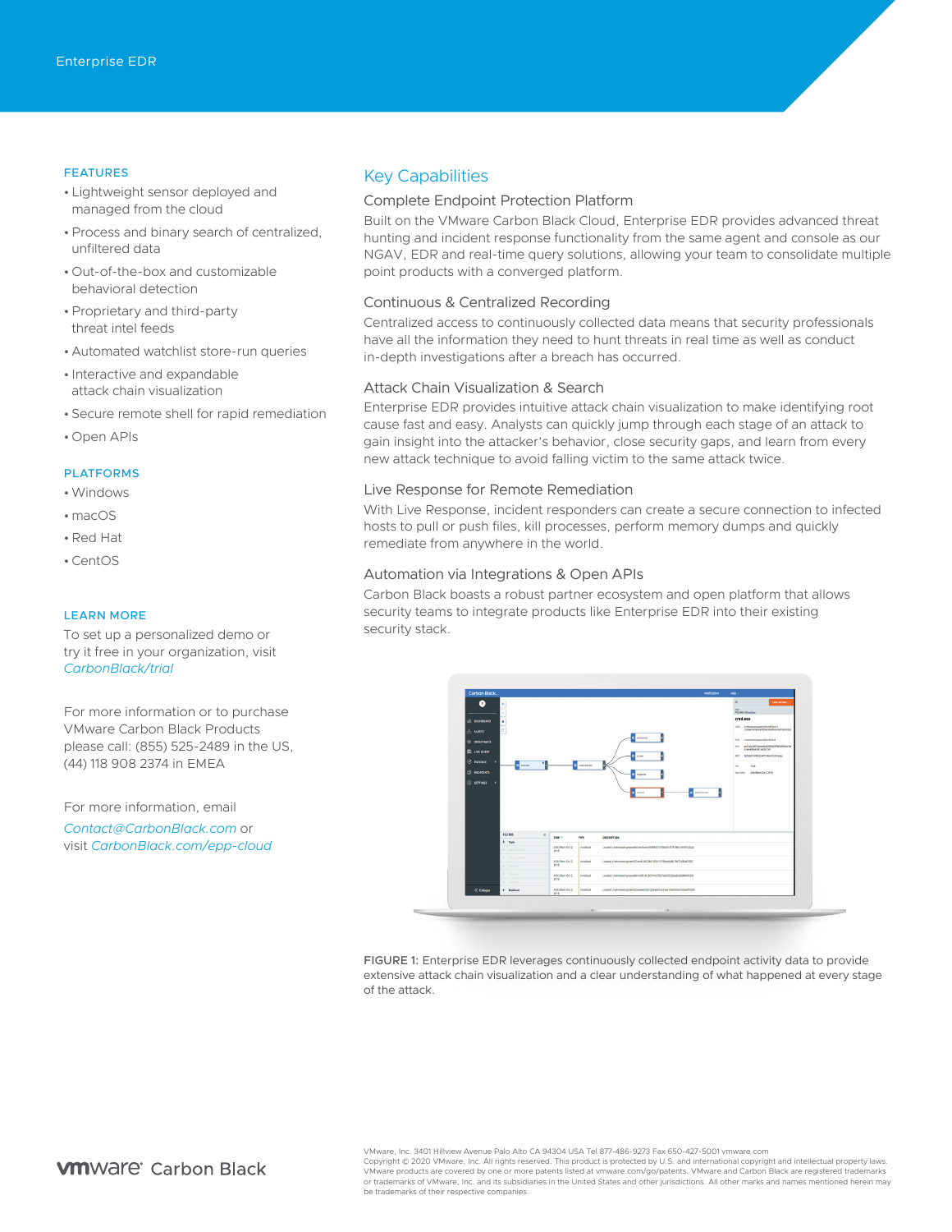## FEATURES

- Lightweight sensor deployed and managed from the cloud
- Process and binary search of centralized, unfiltered data
- Out-of-the-box and customizable behavioral detection
- Proprietary and third-party threat intel feeds
- Automated watchlist store-run queries
- Interactive and expandable attack chain visualization
- Secure remote shell for rapid remediation
- Open APIs

## PLATFORMS

- Windows
- macOS
- Red Hat
- CentOS

## LEARN MORE

To set up a personalized demo or try it free in your organization, visit *CarbonBlack/trial*

For more information or to purchase VMware Carbon Black Products please call: (855) 525-2489 in the US, (44) 118 908 2374 in EMEA

For more information, email *Contact@CarbonBlack.com* or visit *CarbonBlack.com/epp-cloud*

# Key Capabilities

### Complete Endpoint Protection Platform

Built on the VMware Carbon Black Cloud, Enterprise EDR provides advanced threat hunting and incident response functionality from the same agent and console as our NGAV, EDR and real-time query solutions, allowing your team to consolidate multiple point products with a converged platform.

### Continuous & Centralized Recording

Centralized access to continuously collected data means that security professionals have all the information they need to hunt threats in real time as well as conduct in-depth investigations after a breach has occurred.

### Attack Chain Visualization & Search

Enterprise EDR provides intuitive attack chain visualization to make identifying root cause fast and easy. Analysts can quickly jump through each stage of an attack to gain insight into the attacker's behavior, close security gaps, and learn from every new attack technique to avoid falling victim to the same attack twice.

### Live Response for Remote Remediation

With Live Response, incident responders can create a secure connection to infected hosts to pull or push files, kill processes, perform memory dumps and quickly remediate from anywhere in the world.

### Automation via Integrations & Open APIs

Carbon Black boasts a robust partner ecosystem and open platform that allows security teams to integrate products like Enterprise EDR into their existing security stack.

FIGURE 1: Enterprise EDR leverages continuously collected endpoint activity data to provide extensive attack chain visualization and a clear understanding of what happened at every stage of the attack.

VMware, Inc. 3401 Hillview Avenue Palo Alto CA 94304 USA Tel 877-486-9273 Fax 650-427-5001 vmware.com
Copyright © 2020 VMware, Inc. All rights reserved. This product is protected by U.S. and international copyright and intellectual property laws. VMware products are covered by one or more patents listed at vmware.com/go/patents. VMware and Carbon Black are registered trademarks or trademarks of VMware, Inc. and its subsidiaries in the United States and other jurisdictions. All other marks and names mentioned herein may be trademarks of their respective companies.